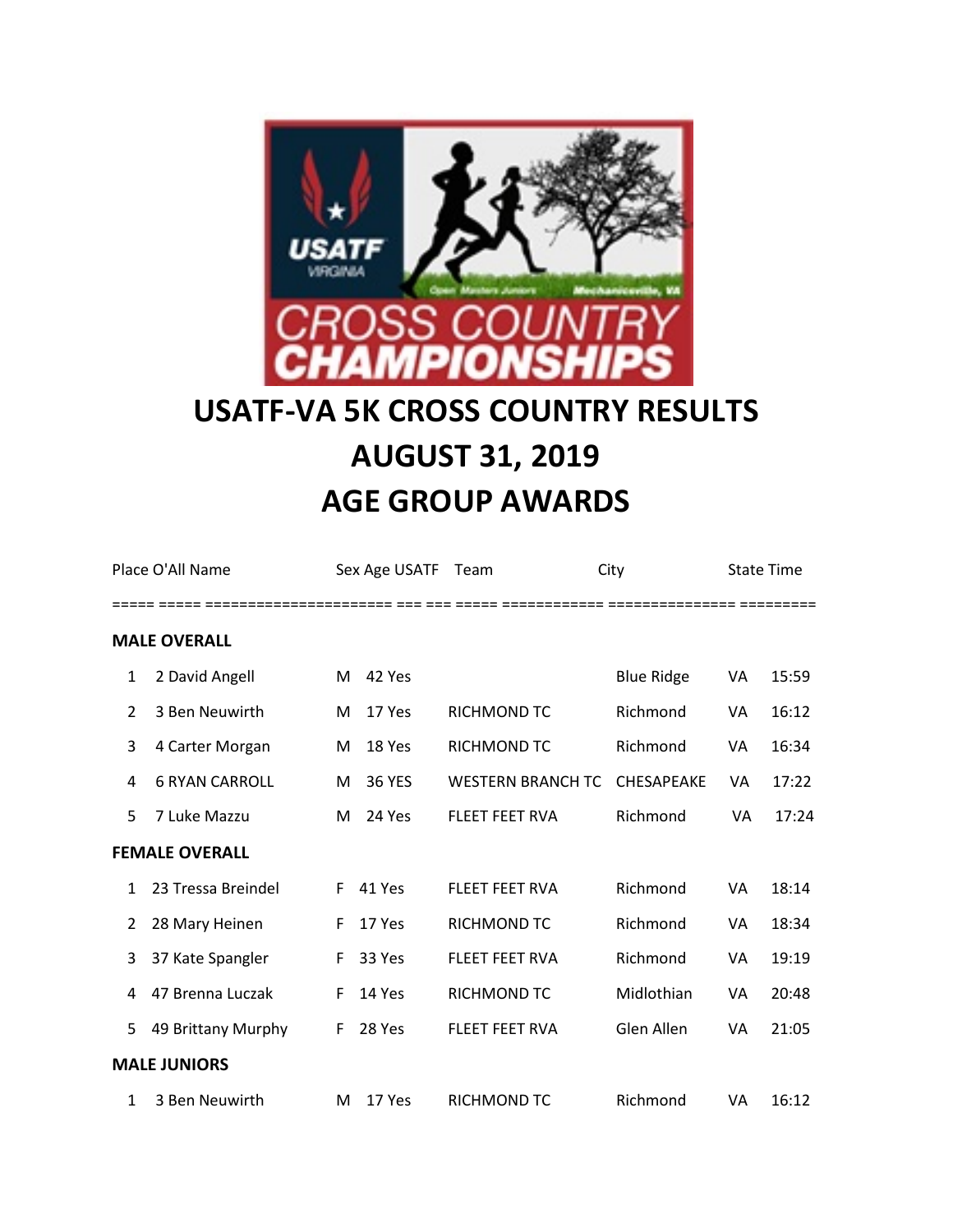# USATF-VA 5K CROSS COUNTRY RESULTS
# AUGUST 31, 2019
# AGE GROUP AWARDS

| Place | O'All | Name | Sex | Age | USATF | Team | City | State | Time |
|---|---|---|---|---|---|---|---|---|---|
| **MALE OVERALL** | | | | | | | | | |
| 1 | 2 | David Angell | M | 42 | Yes | | Blue Ridge | VA | 15:59 |
| 2 | 3 | Ben Neuwirth | M | 17 | Yes | RICHMOND TC | Richmond | VA | 16:12 |
| 3 | 4 | Carter Morgan | M | 18 | Yes | RICHMOND TC | Richmond | VA | 16:34 |
| 4 | 6 | RYAN CARROLL | M | 36 | YES | WESTERN BRANCH TC | CHESAPEAKE | VA | 17:22 |
| 5 | 7 | Luke Mazzu | M | 24 | Yes | FLEET FEET RVA | Richmond | VA | 17:24 |
| **FEMALE OVERALL** | | | | | | | | | |
| 1 | 23 | Tressa Breindel | F | 41 | Yes | FLEET FEET RVA | Richmond | VA | 18:14 |
| 2 | 28 | Mary Heinen | F | 17 | Yes | RICHMOND TC | Richmond | VA | 18:34 |
| 3 | 37 | Kate Spangler | F | 33 | Yes | FLEET FEET RVA | Richmond | VA | 19:19 |
| 4 | 47 | Brenna Luczak | F | 14 | Yes | RICHMOND TC | Midlothian | VA | 20:48 |
| 5 | 49 | Brittany Murphy | F | 28 | Yes | FLEET FEET RVA | Glen Allen | VA | 21:05 |
| **MALE JUNIORS** | | | | | | | | | |
| 1 | 3 | Ben Neuwirth | M | 17 | Yes | RICHMOND TC | Richmond | VA | 16:12 |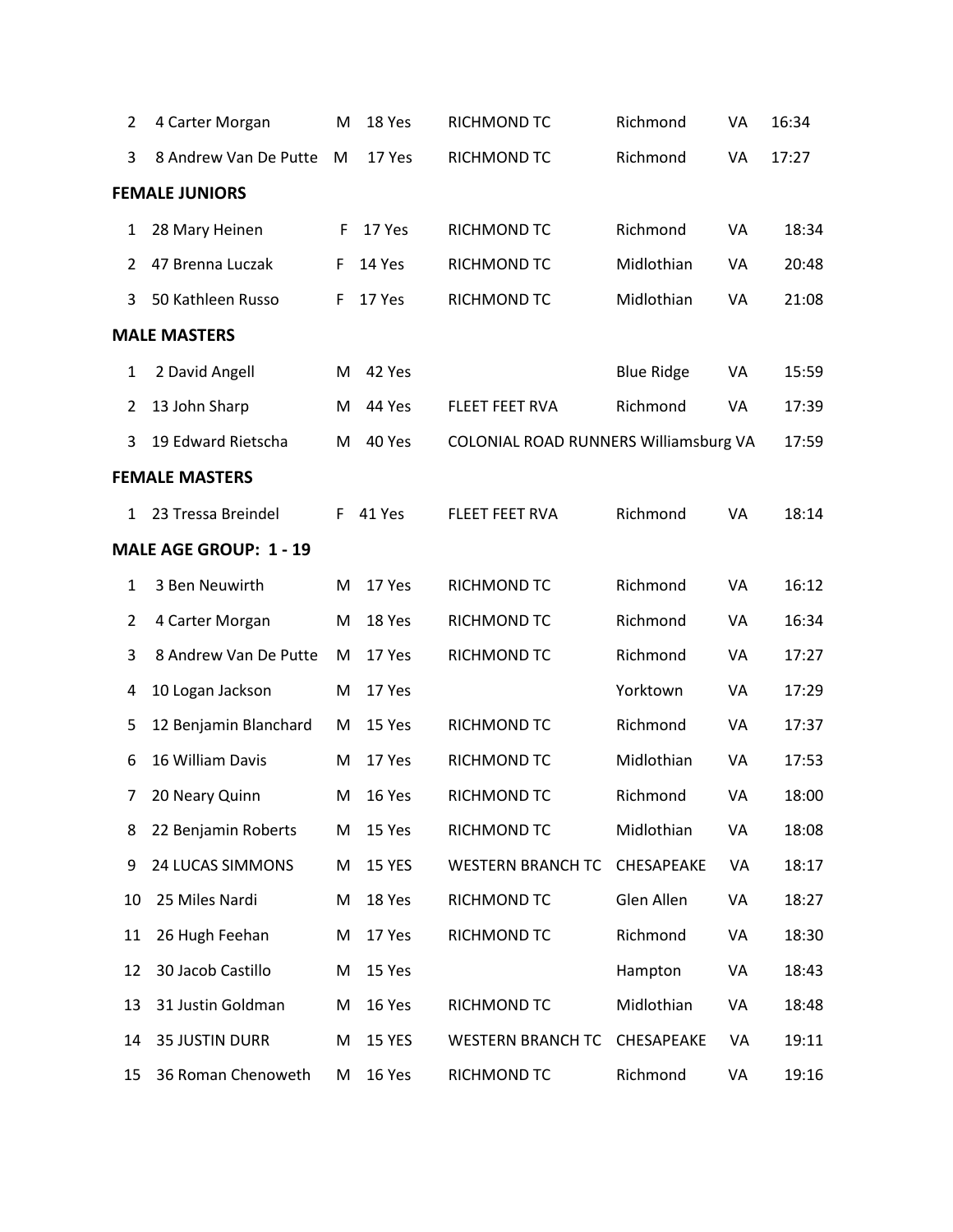| | | | | | | | | |
|---|---|---|---|---|---|---|---|---|
| 2 | 4 Carter Morgan | M | 18 | Yes | RICHMOND TC | Richmond | VA | 16:34 |
| 3 | 8 Andrew Van De Putte | M | 17 | Yes | RICHMOND TC | Richmond | VA | 17:27 |

**FEMALE JUNIORS**

| | | | | | | | | |
|---|---|---|---|---|---|---|---|---|
| 1 | 28 Mary Heinen | F | 17 | Yes | RICHMOND TC | Richmond | VA | 18:34 |
| 2 | 47 Brenna Luczak | F | 14 | Yes | RICHMOND TC | Midlothian | VA | 20:48 |
| 3 | 50 Kathleen Russo | F | 17 | Yes | RICHMOND TC | Midlothian | VA | 21:08 |

**MALE MASTERS**

| | | | | | | | | |
|---|---|---|---|---|---|---|---|---|
| 1 | 2 David Angell | M | 42 | Yes | | Blue Ridge | VA | 15:59 |
| 2 | 13 John Sharp | M | 44 | Yes | FLEET FEET RVA | Richmond | VA | 17:39 |
| 3 | 19 Edward Rietscha | M | 40 | Yes | COLONIAL ROAD RUNNERS | Williamsburg | VA | 17:59 |

**FEMALE MASTERS**

| | | | | | | | | |
|---|---|---|---|---|---|---|---|---|
| 1 | 23 Tressa Breindel | F | 41 | Yes | FLEET FEET RVA | Richmond | VA | 18:14 |

**MALE AGE GROUP: 1 - 19**

| | | | | | | | | |
|---|---|---|---|---|---|---|---|---|
| 1 | 3 Ben Neuwirth | M | 17 | Yes | RICHMOND TC | Richmond | VA | 16:12 |
| 2 | 4 Carter Morgan | M | 18 | Yes | RICHMOND TC | Richmond | VA | 16:34 |
| 3 | 8 Andrew Van De Putte | M | 17 | Yes | RICHMOND TC | Richmond | VA | 17:27 |
| 4 | 10 Logan Jackson | M | 17 | Yes | | Yorktown | VA | 17:29 |
| 5 | 12 Benjamin Blanchard | M | 15 | Yes | RICHMOND TC | Richmond | VA | 17:37 |
| 6 | 16 William Davis | M | 17 | Yes | RICHMOND TC | Midlothian | VA | 17:53 |
| 7 | 20 Neary Quinn | M | 16 | Yes | RICHMOND TC | Richmond | VA | 18:00 |
| 8 | 22 Benjamin Roberts | M | 15 | Yes | RICHMOND TC | Midlothian | VA | 18:08 |
| 9 | 24 LUCAS SIMMONS | M | 15 | YES | WESTERN BRANCH TC | CHESAPEAKE | VA | 18:17 |
| 10 | 25 Miles Nardi | M | 18 | Yes | RICHMOND TC | Glen Allen | VA | 18:27 |
| 11 | 26 Hugh Feehan | M | 17 | Yes | RICHMOND TC | Richmond | VA | 18:30 |
| 12 | 30 Jacob Castillo | M | 15 | Yes | | Hampton | VA | 18:43 |
| 13 | 31 Justin Goldman | M | 16 | Yes | RICHMOND TC | Midlothian | VA | 18:48 |
| 14 | 35 JUSTIN DURR | M | 15 | YES | WESTERN BRANCH TC | CHESAPEAKE | VA | 19:11 |
| 15 | 36 Roman Chenoweth | M | 16 | Yes | RICHMOND TC | Richmond | VA | 19:16 |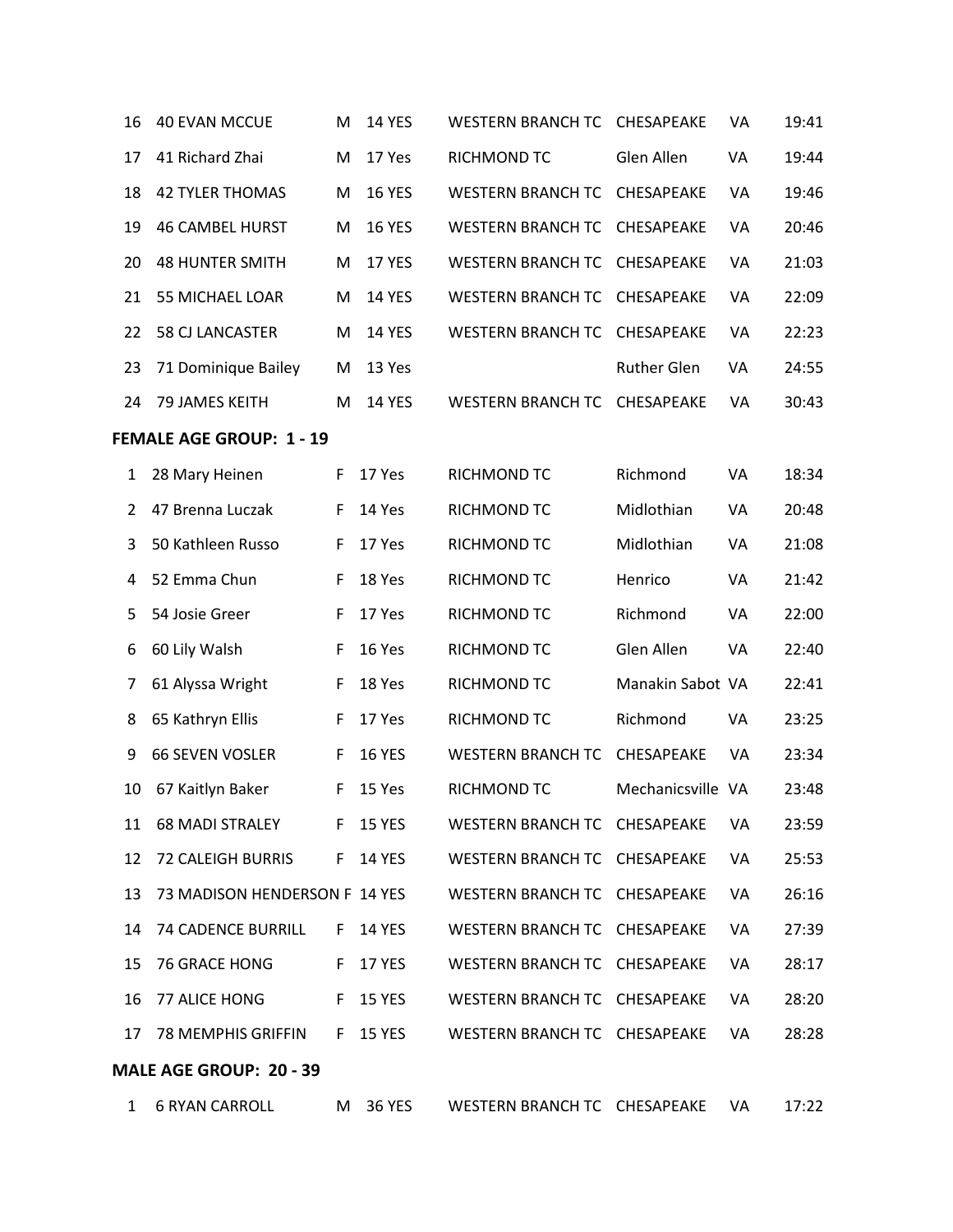| | | | | | | | |
|---|---|---|---|---|---|---|---|
| 16 | 40 EVAN MCCUE | M | 14 YES | WESTERN BRANCH TC | CHESAPEAKE | VA | 19:41 |
| 17 | 41 Richard Zhai | M | 17 Yes | RICHMOND TC | Glen Allen | VA | 19:44 |
| 18 | 42 TYLER THOMAS | M | 16 YES | WESTERN BRANCH TC | CHESAPEAKE | VA | 19:46 |
| 19 | 46 CAMBEL HURST | M | 16 YES | WESTERN BRANCH TC | CHESAPEAKE | VA | 20:46 |
| 20 | 48 HUNTER SMITH | M | 17 YES | WESTERN BRANCH TC | CHESAPEAKE | VA | 21:03 |
| 21 | 55 MICHAEL LOAR | M | 14 YES | WESTERN BRANCH TC | CHESAPEAKE | VA | 22:09 |
| 22 | 58 CJ LANCASTER | M | 14 YES | WESTERN BRANCH TC | CHESAPEAKE | VA | 22:23 |
| 23 | 71 Dominique Bailey | M | 13 Yes | | Ruther Glen | VA | 24:55 |
| 24 | 79 JAMES KEITH | M | 14 YES | WESTERN BRANCH TC | CHESAPEAKE | VA | 30:43 |

**FEMALE AGE GROUP: 1 - 19**

| | | | | | | | |
|---|---|---|---|---|---|---|---|
| 1 | 28 Mary Heinen | F | 17 Yes | RICHMOND TC | Richmond | VA | 18:34 |
| 2 | 47 Brenna Luczak | F | 14 Yes | RICHMOND TC | Midlothian | VA | 20:48 |
| 3 | 50 Kathleen Russo | F | 17 Yes | RICHMOND TC | Midlothian | VA | 21:08 |
| 4 | 52 Emma Chun | F | 18 Yes | RICHMOND TC | Henrico | VA | 21:42 |
| 5 | 54 Josie Greer | F | 17 Yes | RICHMOND TC | Richmond | VA | 22:00 |
| 6 | 60 Lily Walsh | F | 16 Yes | RICHMOND TC | Glen Allen | VA | 22:40 |
| 7 | 61 Alyssa Wright | F | 18 Yes | RICHMOND TC | Manakin Sabot | VA | 22:41 |
| 8 | 65 Kathryn Ellis | F | 17 Yes | RICHMOND TC | Richmond | VA | 23:25 |
| 9 | 66 SEVEN VOSLER | F | 16 YES | WESTERN BRANCH TC | CHESAPEAKE | VA | 23:34 |
| 10 | 67 Kaitlyn Baker | F | 15 Yes | RICHMOND TC | Mechanicsville | VA | 23:48 |
| 11 | 68 MADI STRALEY | F | 15 YES | WESTERN BRANCH TC | CHESAPEAKE | VA | 23:59 |
| 12 | 72 CALEIGH BURRIS | F | 14 YES | WESTERN BRANCH TC | CHESAPEAKE | VA | 25:53 |
| 13 | 73 MADISON HENDERSON | F | 14 YES | WESTERN BRANCH TC | CHESAPEAKE | VA | 26:16 |
| 14 | 74 CADENCE BURRILL | F | 14 YES | WESTERN BRANCH TC | CHESAPEAKE | VA | 27:39 |
| 15 | 76 GRACE HONG | F | 17 YES | WESTERN BRANCH TC | CHESAPEAKE | VA | 28:17 |
| 16 | 77 ALICE HONG | F | 15 YES | WESTERN BRANCH TC | CHESAPEAKE | VA | 28:20 |
| 17 | 78 MEMPHIS GRIFFIN | F | 15 YES | WESTERN BRANCH TC | CHESAPEAKE | VA | 28:28 |

**MALE AGE GROUP: 20 - 39**

| | | | | | | | |
|---|---|---|---|---|---|---|---|
| 1 | 6 RYAN CARROLL | M | 36 YES | WESTERN BRANCH TC | CHESAPEAKE | VA | 17:22 |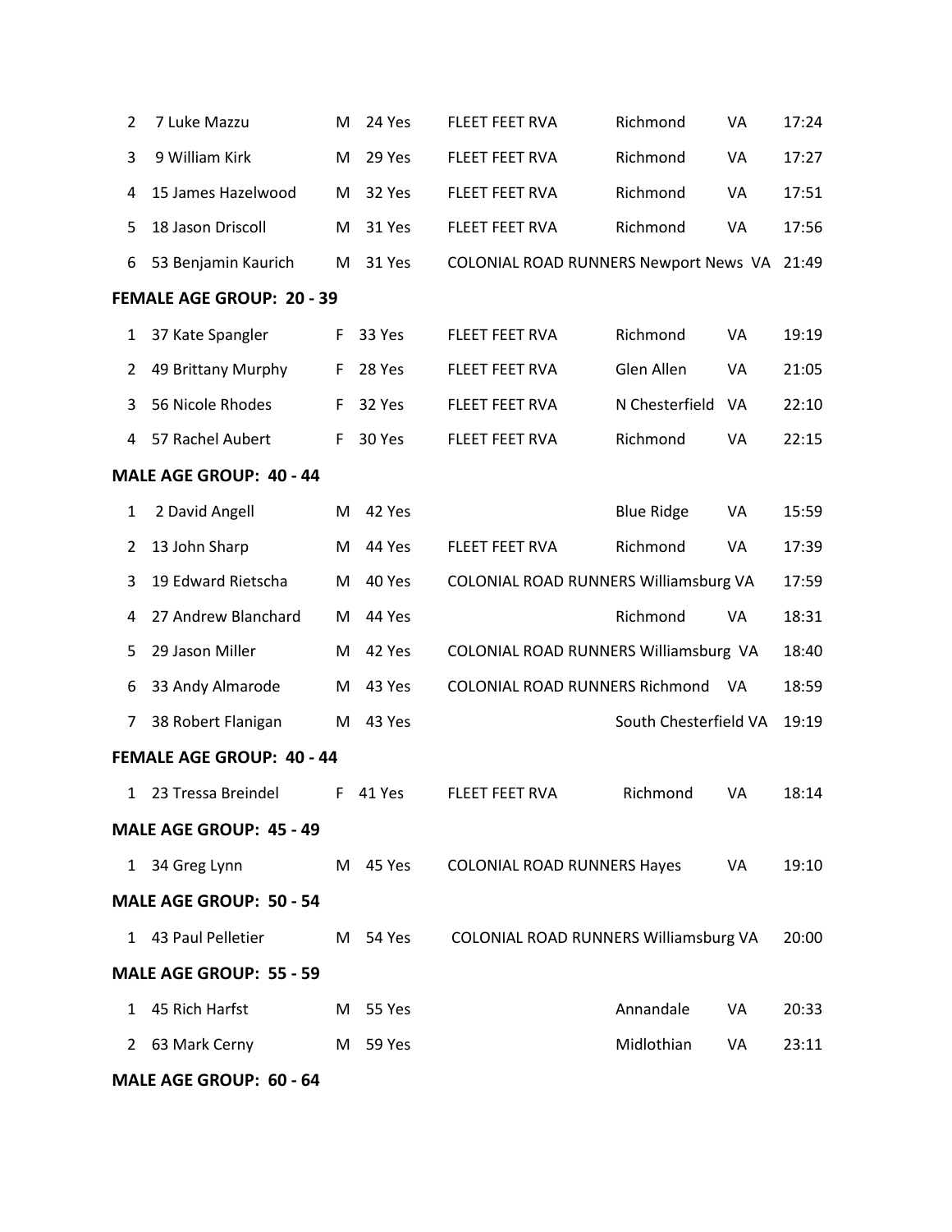| | | | | | | | | |
|---|---|---|---|---|---|---|---|---|
| 2 | 7 | Luke Mazzu | M | 24 | Yes | FLEET FEET RVA | Richmond VA | 17:24 |
| 3 | 9 | William Kirk | M | 29 | Yes | FLEET FEET RVA | Richmond VA | 17:27 |
| 4 | 15 | James Hazelwood | M | 32 | Yes | FLEET FEET RVA | Richmond VA | 17:51 |
| 5 | 18 | Jason Driscoll | M | 31 | Yes | FLEET FEET RVA | Richmond VA | 17:56 |
| 6 | 53 | Benjamin Kaurich | M | 31 | Yes | COLONIAL ROAD RUNNERS | Newport News VA | 21:49 |

**FEMALE AGE GROUP: 20 - 39**

| | | | | | | | | |
|---|---|---|---|---|---|---|---|---|
| 1 | 37 | Kate Spangler | F | 33 | Yes | FLEET FEET RVA | Richmond VA | 19:19 |
| 2 | 49 | Brittany Murphy | F | 28 | Yes | FLEET FEET RVA | Glen Allen VA | 21:05 |
| 3 | 56 | Nicole Rhodes | F | 32 | Yes | FLEET FEET RVA | N Chesterfield VA | 22:10 |
| 4 | 57 | Rachel Aubert | F | 30 | Yes | FLEET FEET RVA | Richmond VA | 22:15 |

**MALE AGE GROUP: 40 - 44**

| | | | | | | | | |
|---|---|---|---|---|---|---|---|---|
| 1 | 2 | David Angell | M | 42 | Yes | | Blue Ridge VA | 15:59 |
| 2 | 13 | John Sharp | M | 44 | Yes | FLEET FEET RVA | Richmond VA | 17:39 |
| 3 | 19 | Edward Rietscha | M | 40 | Yes | COLONIAL ROAD RUNNERS | Williamsburg VA | 17:59 |
| 4 | 27 | Andrew Blanchard | M | 44 | Yes | | Richmond VA | 18:31 |
| 5 | 29 | Jason Miller | M | 42 | Yes | COLONIAL ROAD RUNNERS | Williamsburg VA | 18:40 |
| 6 | 33 | Andy Almarode | M | 43 | Yes | COLONIAL ROAD RUNNERS | Richmond VA | 18:59 |
| 7 | 38 | Robert Flanigan | M | 43 | Yes | | South Chesterfield VA | 19:19 |

**FEMALE AGE GROUP: 40 - 44**

| | | | | | | | | |
|---|---|---|---|---|---|---|---|---|
| 1 | 23 | Tressa Breindel | F | 41 | Yes | FLEET FEET RVA | Richmond VA | 18:14 |

**MALE AGE GROUP: 45 - 49**

| | | | | | | | | |
|---|---|---|---|---|---|---|---|---|
| 1 | 34 | Greg Lynn | M | 45 | Yes | COLONIAL ROAD RUNNERS | Hayes VA | 19:10 |

**MALE AGE GROUP: 50 - 54**

| | | | | | | | | |
|---|---|---|---|---|---|---|---|---|
| 1 | 43 | Paul Pelletier | M | 54 | Yes | COLONIAL ROAD RUNNERS | Williamsburg VA | 20:00 |

**MALE AGE GROUP: 55 - 59**

| | | | | | | | | |
|---|---|---|---|---|---|---|---|---|
| 1 | 45 | Rich Harfst | M | 55 | Yes | | Annandale VA | 20:33 |
| 2 | 63 | Mark Cerny | M | 59 | Yes | | Midlothian VA | 23:11 |

**MALE AGE GROUP: 60 - 64**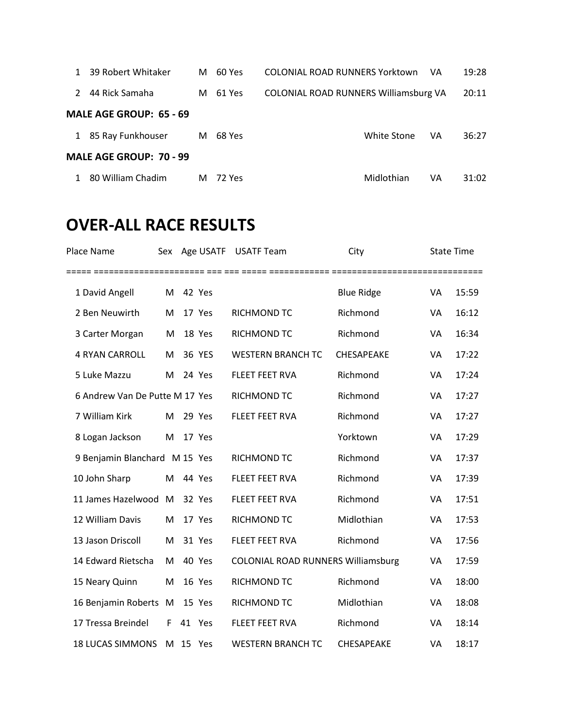| | | | | | | | |
|---|---|---|---|---|---|---|---|
| 1 | 39 Robert Whitaker | M | 60 Yes | COLONIAL ROAD RUNNERS Yorktown | | VA | 19:28 |
| 2 | 44 Rick Samaha | M | 61 Yes | COLONIAL ROAD RUNNERS Williamsburg | | VA | 20:11 |

**MALE AGE GROUP: 65 - 69**

| | | | | | | | |
|---|---|---|---|---|---|---|---|
| 1 | 85 Ray Funkhouser | M | 68 Yes | | White Stone | VA | 36:27 |

**MALE AGE GROUP: 70 - 99**

| | | | | | | | |
|---|---|---|---|---|---|---|---|
| 1 | 80 William Chadim | M | 72 Yes | | Midlothian | VA | 31:02 |

# OVER-ALL RACE RESULTS

| Place | Name | Sex | Age | USATF | USATF Team | City | State | Time |
|---|---|---|---|---|---|---|---|---|
| 1 | David Angell | M | 42 | Yes | | Blue Ridge | VA | 15:59 |
| 2 | Ben Neuwirth | M | 17 | Yes | RICHMOND TC | Richmond | VA | 16:12 |
| 3 | Carter Morgan | M | 18 | Yes | RICHMOND TC | Richmond | VA | 16:34 |
| 4 | RYAN CARROLL | M | 36 | YES | WESTERN BRANCH TC | CHESAPEAKE | VA | 17:22 |
| 5 | Luke Mazzu | M | 24 | Yes | FLEET FEET RVA | Richmond | VA | 17:24 |
| 6 | Andrew Van De Putte | M | 17 | Yes | RICHMOND TC | Richmond | VA | 17:27 |
| 7 | William Kirk | M | 29 | Yes | FLEET FEET RVA | Richmond | VA | 17:27 |
| 8 | Logan Jackson | M | 17 | Yes | | Yorktown | VA | 17:29 |
| 9 | Benjamin Blanchard | M | 15 | Yes | RICHMOND TC | Richmond | VA | 17:37 |
| 10 | John Sharp | M | 44 | Yes | FLEET FEET RVA | Richmond | VA | 17:39 |
| 11 | James Hazelwood | M | 32 | Yes | FLEET FEET RVA | Richmond | VA | 17:51 |
| 12 | William Davis | M | 17 | Yes | RICHMOND TC | Midlothian | VA | 17:53 |
| 13 | Jason Driscoll | M | 31 | Yes | FLEET FEET RVA | Richmond | VA | 17:56 |
| 14 | Edward Rietscha | M | 40 | Yes | COLONIAL ROAD RUNNERS | Williamsburg | VA | 17:59 |
| 15 | Neary Quinn | M | 16 | Yes | RICHMOND TC | Richmond | VA | 18:00 |
| 16 | Benjamin Roberts | M | 15 | Yes | RICHMOND TC | Midlothian | VA | 18:08 |
| 17 | Tressa Breindel | F | 41 | Yes | FLEET FEET RVA | Richmond | VA | 18:14 |
| 18 | LUCAS SIMMONS | M | 15 | Yes | WESTERN BRANCH TC | CHESAPEAKE | VA | 18:17 |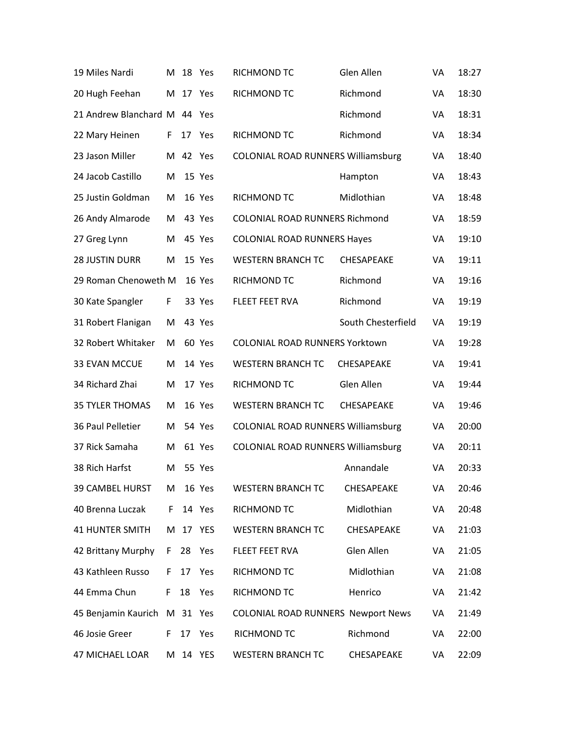| | | | | | | | |
|---|---|---|---|---|---|---|---|
| 19 Miles Nardi | M | 18 | Yes | RICHMOND TC | Glen Allen | VA | 18:27 |
| 20 Hugh Feehan | M | 17 | Yes | RICHMOND TC | Richmond | VA | 18:30 |
| 21 Andrew Blanchard | M | 44 | Yes | | Richmond | VA | 18:31 |
| 22 Mary Heinen | F | 17 | Yes | RICHMOND TC | Richmond | VA | 18:34 |
| 23 Jason Miller | M | 42 | Yes | COLONIAL ROAD RUNNERS | Williamsburg | VA | 18:40 |
| 24 Jacob Castillo | M | 15 | Yes | | Hampton | VA | 18:43 |
| 25 Justin Goldman | M | 16 | Yes | RICHMOND TC | Midlothian | VA | 18:48 |
| 26 Andy Almarode | M | 43 | Yes | COLONIAL ROAD RUNNERS | Richmond | VA | 18:59 |
| 27 Greg Lynn | M | 45 | Yes | COLONIAL ROAD RUNNERS | Hayes | VA | 19:10 |
| 28 JUSTIN DURR | M | 15 | Yes | WESTERN BRANCH TC | CHESAPEAKE | VA | 19:11 |
| 29 Roman Chenoweth | M | 16 | Yes | RICHMOND TC | Richmond | VA | 19:16 |
| 30 Kate Spangler | F | 33 | Yes | FLEET FEET RVA | Richmond | VA | 19:19 |
| 31 Robert Flanigan | M | 43 | Yes | | South Chesterfield | VA | 19:19 |
| 32 Robert Whitaker | M | 60 | Yes | COLONIAL ROAD RUNNERS | Yorktown | VA | 19:28 |
| 33 EVAN MCCUE | M | 14 | Yes | WESTERN BRANCH TC | CHESAPEAKE | VA | 19:41 |
| 34 Richard Zhai | M | 17 | Yes | RICHMOND TC | Glen Allen | VA | 19:44 |
| 35 TYLER THOMAS | M | 16 | Yes | WESTERN BRANCH TC | CHESAPEAKE | VA | 19:46 |
| 36 Paul Pelletier | M | 54 | Yes | COLONIAL ROAD RUNNERS | Williamsburg | VA | 20:00 |
| 37 Rick Samaha | M | 61 | Yes | COLONIAL ROAD RUNNERS | Williamsburg | VA | 20:11 |
| 38 Rich Harfst | M | 55 | Yes | | Annandale | VA | 20:33 |
| 39 CAMBEL HURST | M | 16 | Yes | WESTERN BRANCH TC | CHESAPEAKE | VA | 20:46 |
| 40 Brenna Luczak | F | 14 | Yes | RICHMOND TC | Midlothian | VA | 20:48 |
| 41 HUNTER SMITH | M | 17 | YES | WESTERN BRANCH TC | CHESAPEAKE | VA | 21:03 |
| 42 Brittany Murphy | F | 28 | Yes | FLEET FEET RVA | Glen Allen | VA | 21:05 |
| 43 Kathleen Russo | F | 17 | Yes | RICHMOND TC | Midlothian | VA | 21:08 |
| 44 Emma Chun | F | 18 | Yes | RICHMOND TC | Henrico | VA | 21:42 |
| 45 Benjamin Kaurich | M | 31 | Yes | COLONIAL ROAD RUNNERS | Newport News | VA | 21:49 |
| 46 Josie Greer | F | 17 | Yes | RICHMOND TC | Richmond | VA | 22:00 |
| 47 MICHAEL LOAR | M | 14 | YES | WESTERN BRANCH TC | CHESAPEAKE | VA | 22:09 |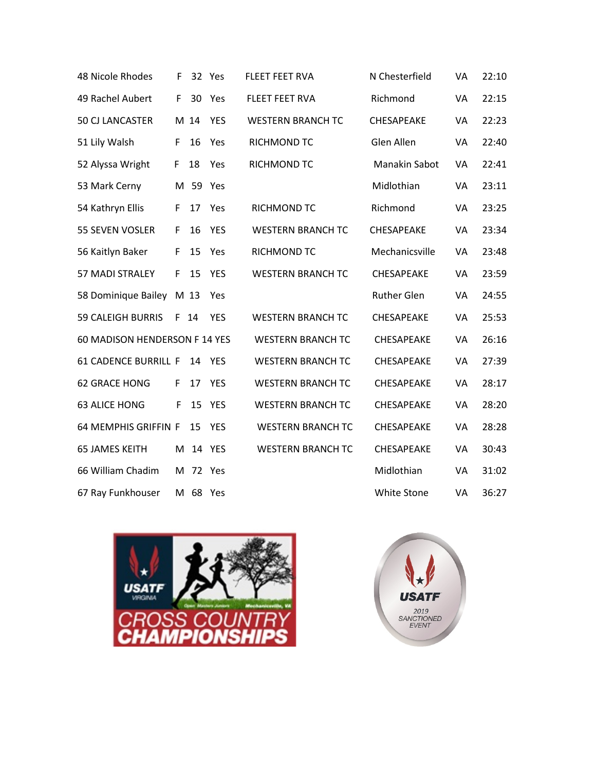| | | | | | | | |
|---|---|---|---|---|---|---|---|
| 48 Nicole Rhodes | F | 32 | Yes | FLEET FEET RVA | N Chesterfield | VA | 22:10 |
| 49 Rachel Aubert | F | 30 | Yes | FLEET FEET RVA | Richmond | VA | 22:15 |
| 50 CJ LANCASTER | M | 14 | YES | WESTERN BRANCH TC | CHESAPEAKE | VA | 22:23 |
| 51 Lily Walsh | F | 16 | Yes | RICHMOND TC | Glen Allen | VA | 22:40 |
| 52 Alyssa Wright | F | 18 | Yes | RICHMOND TC | Manakin Sabot | VA | 22:41 |
| 53 Mark Cerny | M | 59 | Yes | | Midlothian | VA | 23:11 |
| 54 Kathryn Ellis | F | 17 | Yes | RICHMOND TC | Richmond | VA | 23:25 |
| 55 SEVEN VOSLER | F | 16 | YES | WESTERN BRANCH TC | CHESAPEAKE | VA | 23:34 |
| 56 Kaitlyn Baker | F | 15 | Yes | RICHMOND TC | Mechanicsville | VA | 23:48 |
| 57 MADI STRALEY | F | 15 | YES | WESTERN BRANCH TC | CHESAPEAKE | VA | 23:59 |
| 58 Dominique Bailey | M | 13 | Yes | | Ruther Glen | VA | 24:55 |
| 59 CALEIGH BURRIS | F | 14 | YES | WESTERN BRANCH TC | CHESAPEAKE | VA | 25:53 |
| 60 MADISON HENDERSON | F | 14 | YES | WESTERN BRANCH TC | CHESAPEAKE | VA | 26:16 |
| 61 CADENCE BURRILL | F | 14 | YES | WESTERN BRANCH TC | CHESAPEAKE | VA | 27:39 |
| 62 GRACE HONG | F | 17 | YES | WESTERN BRANCH TC | CHESAPEAKE | VA | 28:17 |
| 63 ALICE HONG | F | 15 | YES | WESTERN BRANCH TC | CHESAPEAKE | VA | 28:20 |
| 64 MEMPHIS GRIFFIN | F | 15 | YES | WESTERN BRANCH TC | CHESAPEAKE | VA | 28:28 |
| 65 JAMES KEITH | M | 14 | YES | WESTERN BRANCH TC | CHESAPEAKE | VA | 30:43 |
| 66 William Chadim | M | 72 | Yes | | Midlothian | VA | 31:02 |
| 67 Ray Funkhouser | M | 68 | Yes | | White Stone | VA | 36:27 |